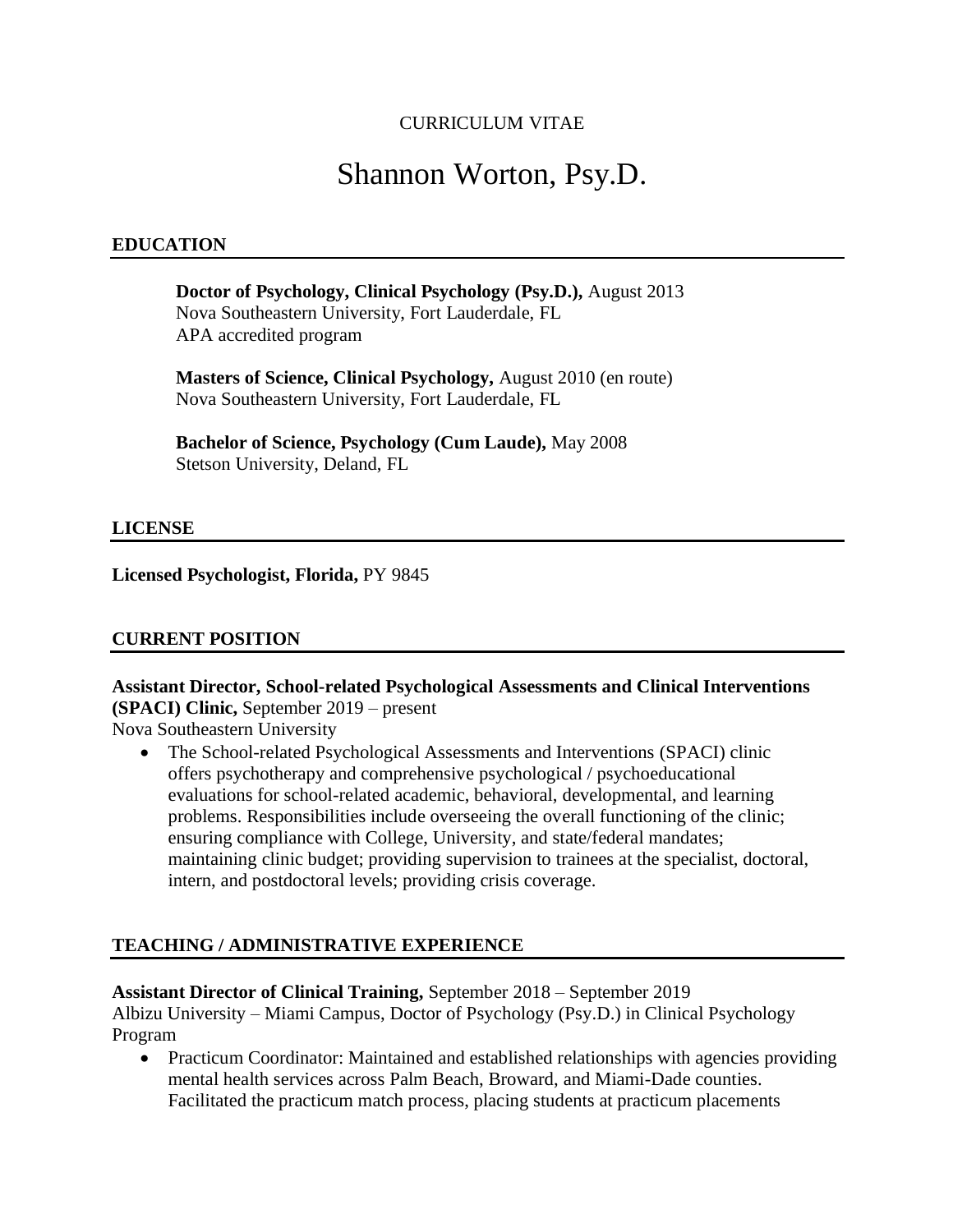CURRICULUM VITAE

# Shannon Worton, Psy.D.

## EDUCATION

**Doctor of Psychology, Clinical Psychology (Psy.D.),** August 2013
Nova Southeastern University, Fort Lauderdale, FL
APA accredited program

**Masters of Science, Clinical Psychology,** August 2010 (en route)
Nova Southeastern University, Fort Lauderdale, FL

**Bachelor of Science, Psychology (Cum Laude),** May 2008
Stetson University, Deland, FL

## LICENSE

**Licensed Psychologist, Florida,** PY 9845

## CURRENT POSITION

**Assistant Director, School-related Psychological Assessments and Clinical Interventions (SPACI) Clinic,** September 2019 – present
Nova Southeastern University

- The School-related Psychological Assessments and Interventions (SPACI) clinic offers psychotherapy and comprehensive psychological / psychoeducational evaluations for school-related academic, behavioral, developmental, and learning problems. Responsibilities include overseeing the overall functioning of the clinic; ensuring compliance with College, University, and state/federal mandates; maintaining clinic budget; providing supervision to trainees at the specialist, doctoral, intern, and postdoctoral levels; providing crisis coverage.

## TEACHING / ADMINISTRATIVE EXPERIENCE

**Assistant Director of Clinical Training,** September 2018 – September 2019
Albizu University – Miami Campus, Doctor of Psychology (Psy.D.) in Clinical Psychology Program

- Practicum Coordinator: Maintained and established relationships with agencies providing mental health services across Palm Beach, Broward, and Miami-Dade counties. Facilitated the practicum match process, placing students at practicum placements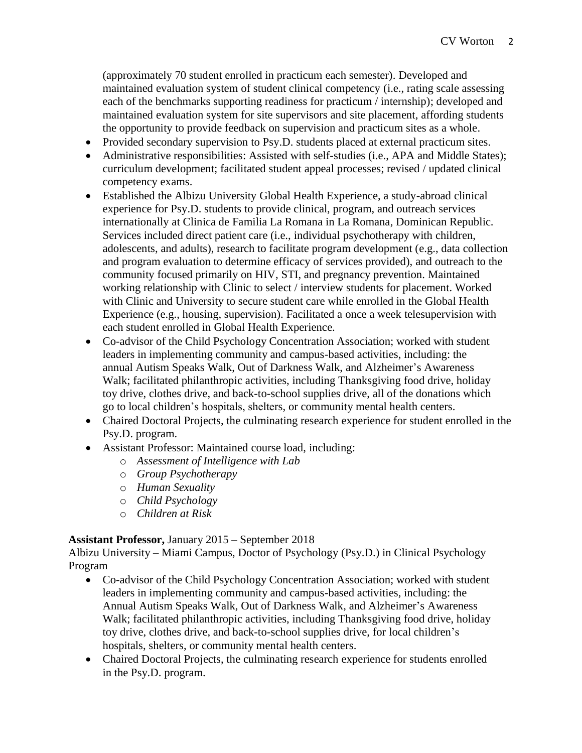(approximately 70 student enrolled in practicum each semester). Developed and maintained evaluation system of student clinical competency (i.e., rating scale assessing each of the benchmarks supporting readiness for practicum / internship); developed and maintained evaluation system for site supervisors and site placement, affording students the opportunity to provide feedback on supervision and practicum sites as a whole.

- Provided secondary supervision to Psy.D. students placed at external practicum sites.
- Administrative responsibilities: Assisted with self-studies (i.e., APA and Middle States); curriculum development; facilitated student appeal processes; revised / updated clinical competency exams.
- Established the Albizu University Global Health Experience, a study-abroad clinical experience for Psy.D. students to provide clinical, program, and outreach services internationally at Clinica de Familia La Romana in La Romana, Dominican Republic. Services included direct patient care (i.e., individual psychotherapy with children, adolescents, and adults), research to facilitate program development (e.g., data collection and program evaluation to determine efficacy of services provided), and outreach to the community focused primarily on HIV, STI, and pregnancy prevention. Maintained working relationship with Clinic to select / interview students for placement. Worked with Clinic and University to secure student care while enrolled in the Global Health Experience (e.g., housing, supervision). Facilitated a once a week telesupervision with each student enrolled in Global Health Experience.
- Co-advisor of the Child Psychology Concentration Association; worked with student leaders in implementing community and campus-based activities, including: the annual Autism Speaks Walk, Out of Darkness Walk, and Alzheimer's Awareness Walk; facilitated philanthropic activities, including Thanksgiving food drive, holiday toy drive, clothes drive, and back-to-school supplies drive, all of the donations which go to local children's hospitals, shelters, or community mental health centers.
- Chaired Doctoral Projects, the culminating research experience for student enrolled in the Psy.D. program.
- Assistant Professor: Maintained course load, including:
  - *Assessment of Intelligence with Lab*
  - *Group Psychotherapy*
  - *Human Sexuality*
  - *Child Psychology*
  - *Children at Risk*

**Assistant Professor,** January 2015 – September 2018
Albizu University – Miami Campus, Doctor of Psychology (Psy.D.) in Clinical Psychology Program

- Co-advisor of the Child Psychology Concentration Association; worked with student leaders in implementing community and campus-based activities, including: the Annual Autism Speaks Walk, Out of Darkness Walk, and Alzheimer's Awareness Walk; facilitated philanthropic activities, including Thanksgiving food drive, holiday toy drive, clothes drive, and back-to-school supplies drive, for local children's hospitals, shelters, or community mental health centers.
- Chaired Doctoral Projects, the culminating research experience for students enrolled in the Psy.D. program.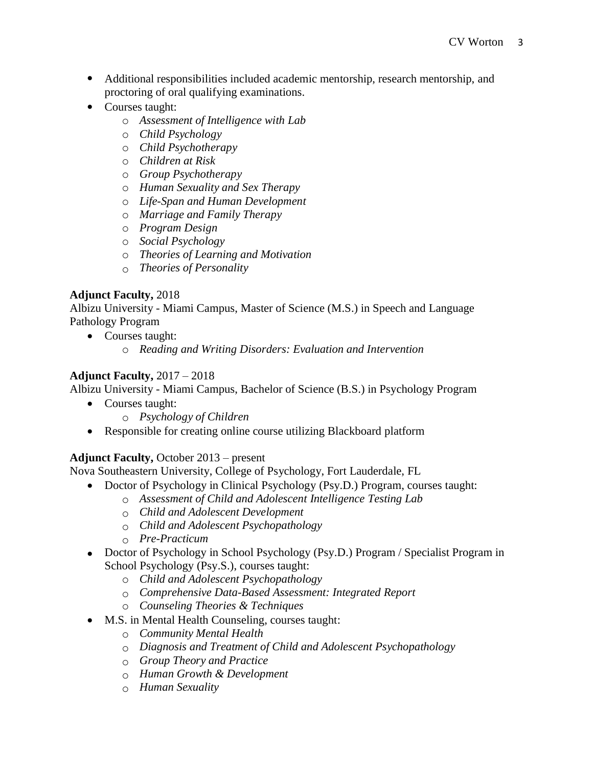- Additional responsibilities included academic mentorship, research mentorship, and proctoring of oral qualifying examinations.
- Courses taught:
  - *Assessment of Intelligence with Lab*
  - *Child Psychology*
  - *Child Psychotherapy*
  - *Children at Risk*
  - *Group Psychotherapy*
  - *Human Sexuality and Sex Therapy*
  - *Life-Span and Human Development*
  - *Marriage and Family Therapy*
  - *Program Design*
  - *Social Psychology*
  - *Theories of Learning and Motivation*
  - *Theories of Personality*

**Adjunct Faculty,** 2018
Albizu University - Miami Campus, Master of Science (M.S.) in Speech and Language Pathology Program

- Courses taught:
  - *Reading and Writing Disorders: Evaluation and Intervention*

**Adjunct Faculty,** 2017 – 2018
Albizu University - Miami Campus, Bachelor of Science (B.S.) in Psychology Program

- Courses taught:
  - *Psychology of Children*
- Responsible for creating online course utilizing Blackboard platform

**Adjunct Faculty,** October 2013 – present
Nova Southeastern University, College of Psychology, Fort Lauderdale, FL

- Doctor of Psychology in Clinical Psychology (Psy.D.) Program, courses taught:
  - *Assessment of Child and Adolescent Intelligence Testing Lab*
  - *Child and Adolescent Development*
  - *Child and Adolescent Psychopathology*
  - *Pre-Practicum*
- Doctor of Psychology in School Psychology (Psy.D.) Program / Specialist Program in School Psychology (Psy.S.), courses taught:
  - *Child and Adolescent Psychopathology*
  - *Comprehensive Data-Based Assessment: Integrated Report*
  - *Counseling Theories & Techniques*
- M.S. in Mental Health Counseling, courses taught:
  - *Community Mental Health*
  - *Diagnosis and Treatment of Child and Adolescent Psychopathology*
  - *Group Theory and Practice*
  - *Human Growth & Development*
  - *Human Sexuality*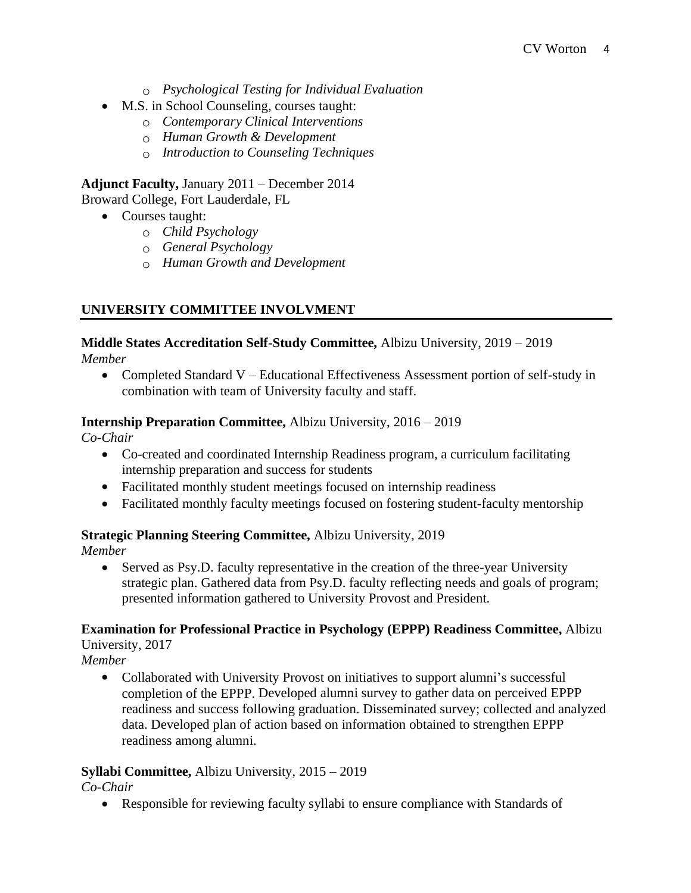- *Psychological Testing for Individual Evaluation*
- M.S. in School Counseling, courses taught:
    - *Contemporary Clinical Interventions*
    - *Human Growth & Development*
    - *Introduction to Counseling Techniques*

**Adjunct Faculty,** January 2011 – December 2014
Broward College, Fort Lauderdale, FL

- Courses taught:
    - *Child Psychology*
    - *General Psychology*
    - *Human Growth and Development*

## UNIVERSITY COMMITTEE INVOLVMENT

**Middle States Accreditation Self-Study Committee,** Albizu University, 2019 – 2019
*Member*

- Completed Standard V – Educational Effectiveness Assessment portion of self-study in combination with team of University faculty and staff.

**Internship Preparation Committee,** Albizu University, 2016 – 2019
*Co-Chair*

- Co-created and coordinated Internship Readiness program, a curriculum facilitating internship preparation and success for students
- Facilitated monthly student meetings focused on internship readiness
- Facilitated monthly faculty meetings focused on fostering student-faculty mentorship

**Strategic Planning Steering Committee,** Albizu University, 2019
*Member*

- Served as Psy.D. faculty representative in the creation of the three-year University strategic plan. Gathered data from Psy.D. faculty reflecting needs and goals of program; presented information gathered to University Provost and President.

**Examination for Professional Practice in Psychology (EPPP) Readiness Committee,** Albizu University, 2017
*Member*

- Collaborated with University Provost on initiatives to support alumni's successful completion of the EPPP. Developed alumni survey to gather data on perceived EPPP readiness and success following graduation. Disseminated survey; collected and analyzed data. Developed plan of action based on information obtained to strengthen EPPP readiness among alumni.

**Syllabi Committee,** Albizu University, 2015 – 2019
*Co-Chair*

- Responsible for reviewing faculty syllabi to ensure compliance with Standards of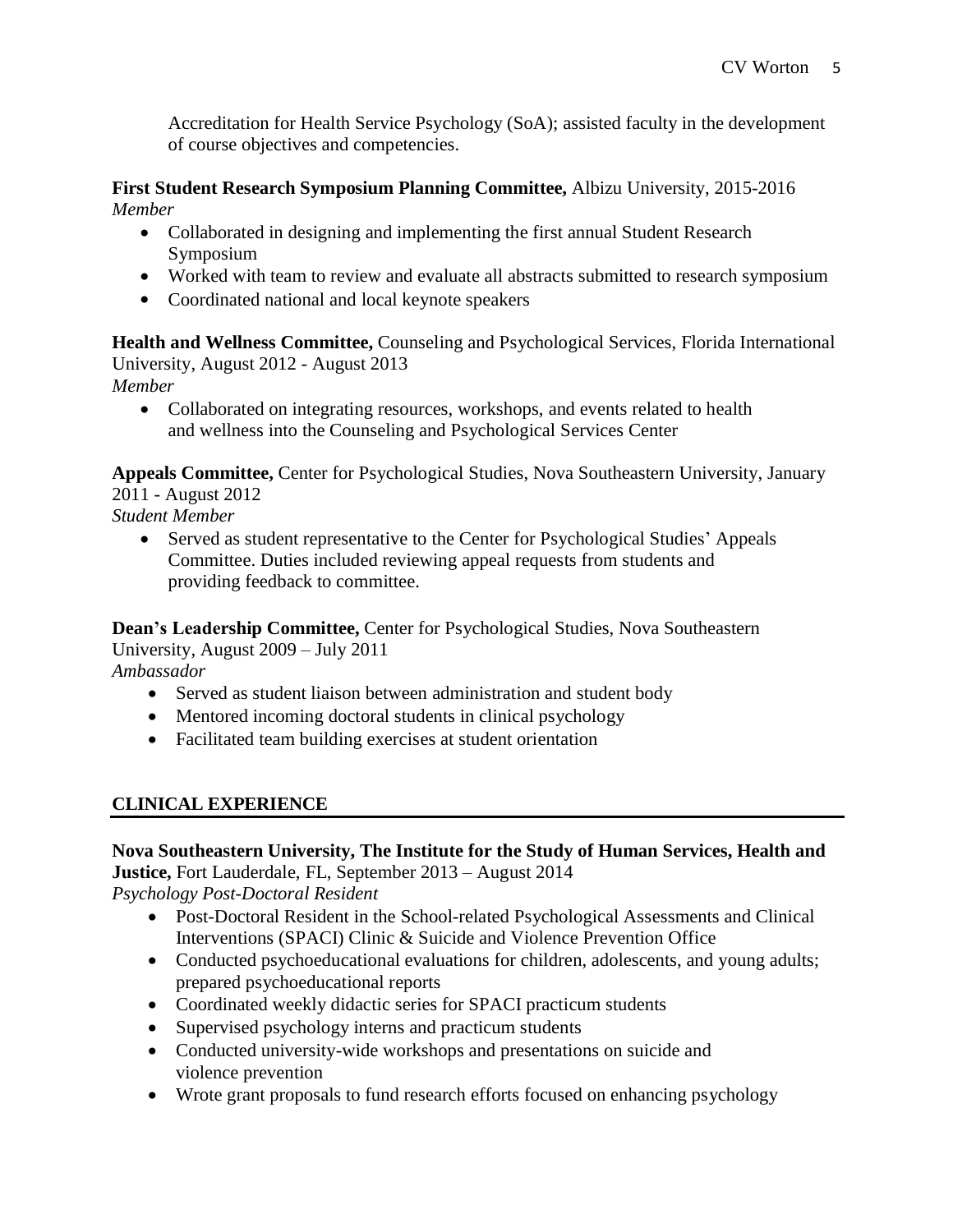Accreditation for Health Service Psychology (SoA); assisted faculty in the development of course objectives and competencies.

**First Student Research Symposium Planning Committee,** Albizu University, 2015-2016
*Member*

- Collaborated in designing and implementing the first annual Student Research Symposium
- Worked with team to review and evaluate all abstracts submitted to research symposium
- Coordinated national and local keynote speakers

**Health and Wellness Committee,** Counseling and Psychological Services, Florida International University, August 2012 - August 2013
*Member*

- Collaborated on integrating resources, workshops, and events related to health and wellness into the Counseling and Psychological Services Center

**Appeals Committee,** Center for Psychological Studies, Nova Southeastern University, January 2011 - August 2012
*Student Member*

- Served as student representative to the Center for Psychological Studies' Appeals Committee. Duties included reviewing appeal requests from students and providing feedback to committee.

**Dean's Leadership Committee,** Center for Psychological Studies, Nova Southeastern University, August 2009 – July 2011
*Ambassador*

- Served as student liaison between administration and student body
- Mentored incoming doctoral students in clinical psychology
- Facilitated team building exercises at student orientation

## CLINICAL EXPERIENCE

**Nova Southeastern University, The Institute for the Study of Human Services, Health and Justice,** Fort Lauderdale, FL, September 2013 – August 2014
*Psychology Post-Doctoral Resident*

- Post-Doctoral Resident in the School-related Psychological Assessments and Clinical Interventions (SPACI) Clinic & Suicide and Violence Prevention Office
- Conducted psychoeducational evaluations for children, adolescents, and young adults; prepared psychoeducational reports
- Coordinated weekly didactic series for SPACI practicum students
- Supervised psychology interns and practicum students
- Conducted university-wide workshops and presentations on suicide and violence prevention
- Wrote grant proposals to fund research efforts focused on enhancing psychology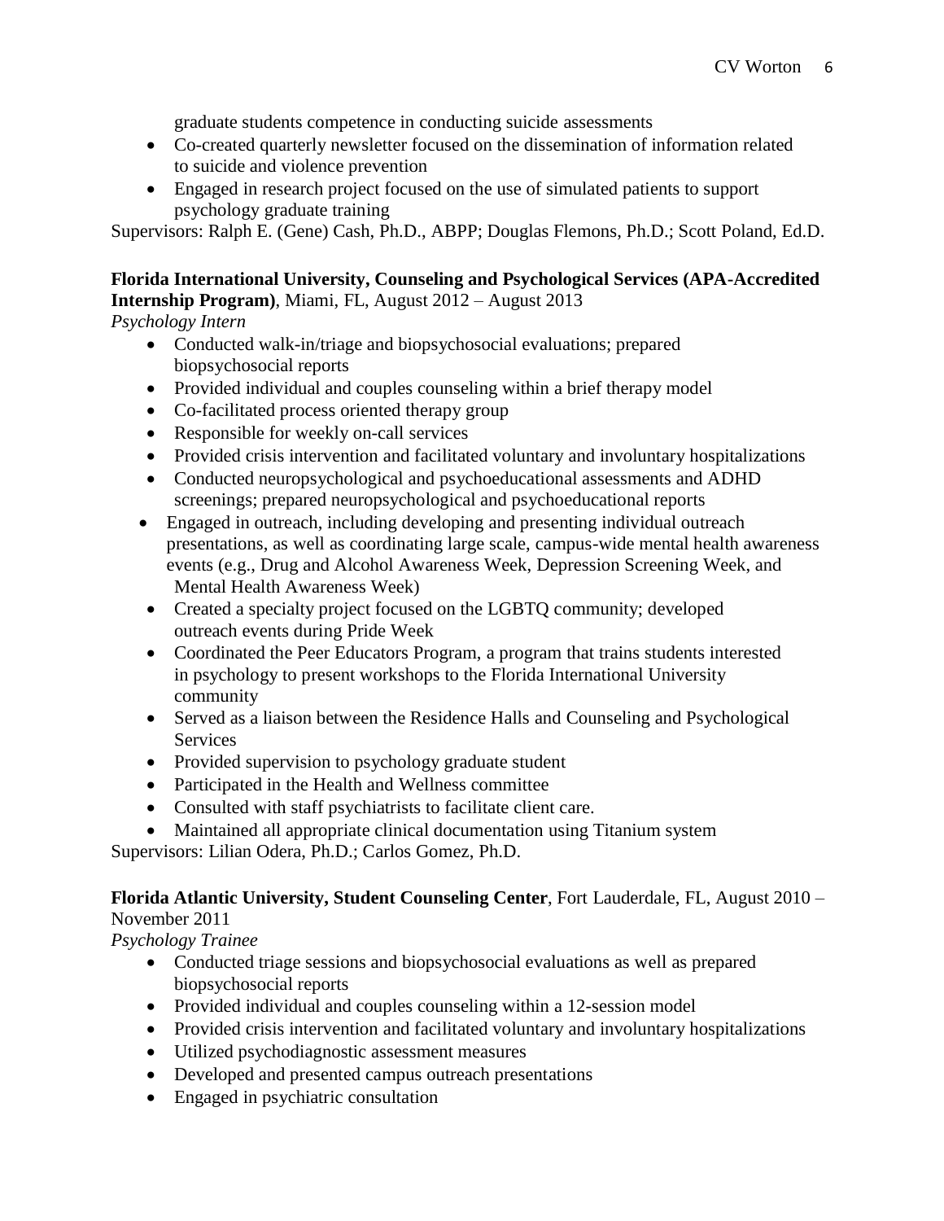graduate students competence in conducting suicide assessments

- Co-created quarterly newsletter focused on the dissemination of information related to suicide and violence prevention
- Engaged in research project focused on the use of simulated patients to support psychology graduate training

Supervisors: Ralph E. (Gene) Cash, Ph.D., ABPP; Douglas Flemons, Ph.D.; Scott Poland, Ed.D.

**Florida International University, Counseling and Psychological Services (APA-Accredited Internship Program)**, Miami, FL, August 2012 – August 2013

*Psychology Intern*

- Conducted walk-in/triage and biopsychosocial evaluations; prepared biopsychosocial reports
- Provided individual and couples counseling within a brief therapy model
- Co-facilitated process oriented therapy group
- Responsible for weekly on-call services
- Provided crisis intervention and facilitated voluntary and involuntary hospitalizations
- Conducted neuropsychological and psychoeducational assessments and ADHD screenings; prepared neuropsychological and psychoeducational reports
- Engaged in outreach, including developing and presenting individual outreach presentations, as well as coordinating large scale, campus-wide mental health awareness events (e.g., Drug and Alcohol Awareness Week, Depression Screening Week, and Mental Health Awareness Week)
- Created a specialty project focused on the LGBTQ community; developed outreach events during Pride Week
- Coordinated the Peer Educators Program, a program that trains students interested in psychology to present workshops to the Florida International University community
- Served as a liaison between the Residence Halls and Counseling and Psychological Services
- Provided supervision to psychology graduate student
- Participated in the Health and Wellness committee
- Consulted with staff psychiatrists to facilitate client care.
- Maintained all appropriate clinical documentation using Titanium system

Supervisors: Lilian Odera, Ph.D.; Carlos Gomez, Ph.D.

**Florida Atlantic University, Student Counseling Center**, Fort Lauderdale, FL, August 2010 – November 2011

*Psychology Trainee*

- Conducted triage sessions and biopsychosocial evaluations as well as prepared biopsychosocial reports
- Provided individual and couples counseling within a 12-session model
- Provided crisis intervention and facilitated voluntary and involuntary hospitalizations
- Utilized psychodiagnostic assessment measures
- Developed and presented campus outreach presentations
- Engaged in psychiatric consultation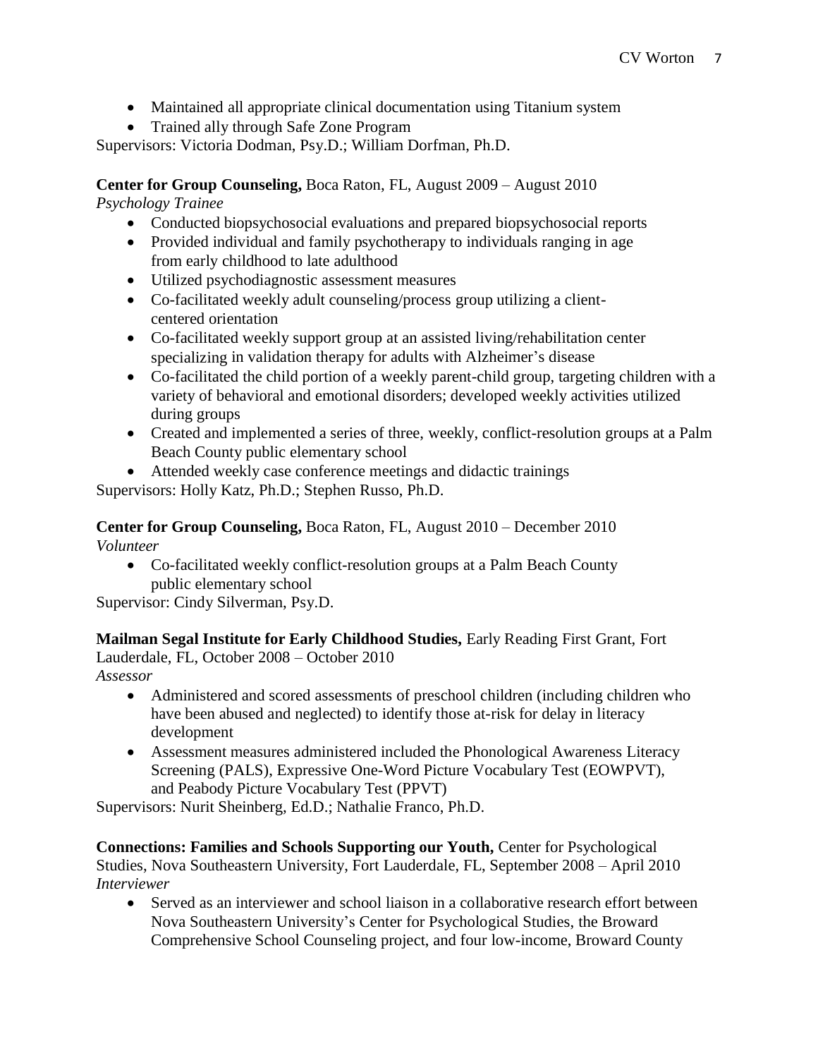- Maintained all appropriate clinical documentation using Titanium system
- Trained ally through Safe Zone Program

Supervisors: Victoria Dodman, Psy.D.; William Dorfman, Ph.D.

**Center for Group Counseling,** Boca Raton, FL, August 2009 – August 2010
*Psychology Trainee*

- Conducted biopsychosocial evaluations and prepared biopsychosocial reports
- Provided individual and family psychotherapy to individuals ranging in age from early childhood to late adulthood
- Utilized psychodiagnostic assessment measures
- Co-facilitated weekly adult counseling/process group utilizing a client-centered orientation
- Co-facilitated weekly support group at an assisted living/rehabilitation center specializing in validation therapy for adults with Alzheimer's disease
- Co-facilitated the child portion of a weekly parent-child group, targeting children with a variety of behavioral and emotional disorders; developed weekly activities utilized during groups
- Created and implemented a series of three, weekly, conflict-resolution groups at a Palm Beach County public elementary school
- Attended weekly case conference meetings and didactic trainings

Supervisors: Holly Katz, Ph.D.; Stephen Russo, Ph.D.

**Center for Group Counseling,** Boca Raton, FL, August 2010 – December 2010
*Volunteer*

- Co-facilitated weekly conflict-resolution groups at a Palm Beach County public elementary school

Supervisor: Cindy Silverman, Psy.D.

**Mailman Segal Institute for Early Childhood Studies,** Early Reading First Grant, Fort Lauderdale, FL, October 2008 – October 2010
*Assessor*

- Administered and scored assessments of preschool children (including children who have been abused and neglected) to identify those at-risk for delay in literacy development
- Assessment measures administered included the Phonological Awareness Literacy Screening (PALS), Expressive One-Word Picture Vocabulary Test (EOWPVT), and Peabody Picture Vocabulary Test (PPVT)

Supervisors: Nurit Sheinberg, Ed.D.; Nathalie Franco, Ph.D.

**Connections: Families and Schools Supporting our Youth,** Center for Psychological Studies, Nova Southeastern University, Fort Lauderdale, FL, September 2008 – April 2010
*Interviewer*

- Served as an interviewer and school liaison in a collaborative research effort between Nova Southeastern University's Center for Psychological Studies, the Broward Comprehensive School Counseling project, and four low-income, Broward County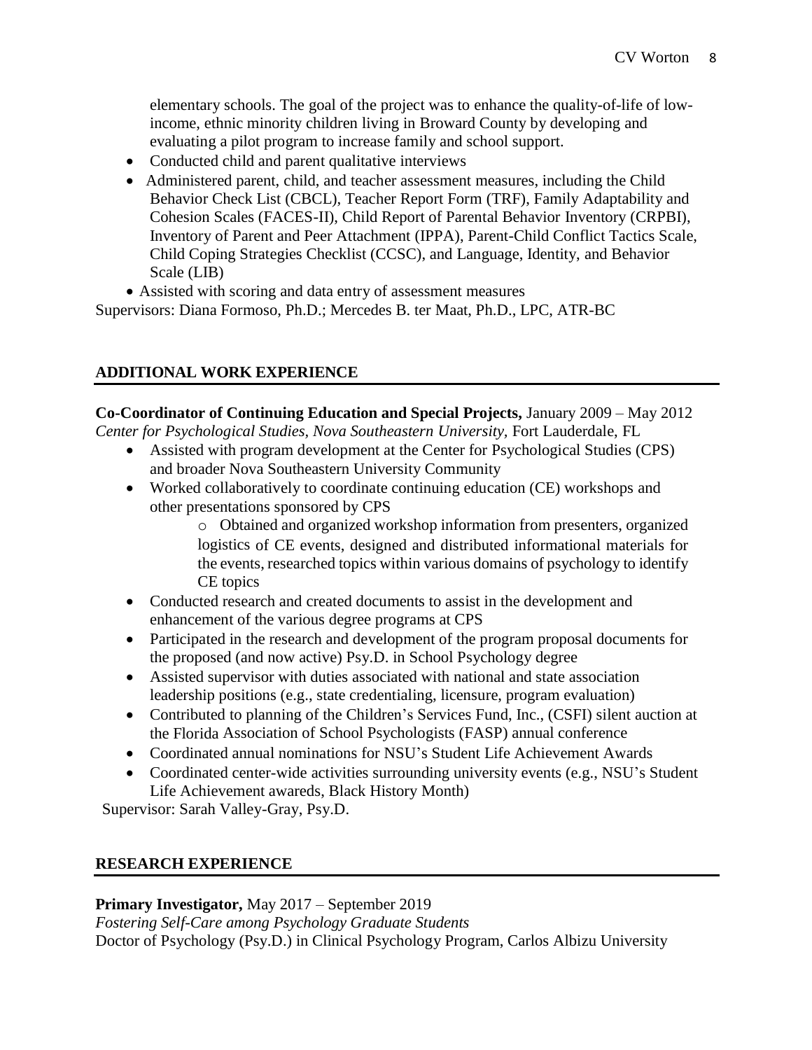elementary schools. The goal of the project was to enhance the quality-of-life of low-income, ethnic minority children living in Broward County by developing and evaluating a pilot program to increase family and school support.

- Conducted child and parent qualitative interviews
- Administered parent, child, and teacher assessment measures, including the Child Behavior Check List (CBCL), Teacher Report Form (TRF), Family Adaptability and Cohesion Scales (FACES-II), Child Report of Parental Behavior Inventory (CRPBI), Inventory of Parent and Peer Attachment (IPPA), Parent-Child Conflict Tactics Scale, Child Coping Strategies Checklist (CCSC), and Language, Identity, and Behavior Scale (LIB)
- Assisted with scoring and data entry of assessment measures

Supervisors: Diana Formoso, Ph.D.; Mercedes B. ter Maat, Ph.D., LPC, ATR-BC

## ADDITIONAL WORK EXPERIENCE

**Co-Coordinator of Continuing Education and Special Projects,** January 2009 – May 2012
*Center for Psychological Studies, Nova Southeastern University*, Fort Lauderdale, FL

- Assisted with program development at the Center for Psychological Studies (CPS) and broader Nova Southeastern University Community
- Worked collaboratively to coordinate continuing education (CE) workshops and other presentations sponsored by CPS
  - Obtained and organized workshop information from presenters, organized logistics of CE events, designed and distributed informational materials for the events, researched topics within various domains of psychology to identify CE topics
- Conducted research and created documents to assist in the development and enhancement of the various degree programs at CPS
- Participated in the research and development of the program proposal documents for the proposed (and now active) Psy.D. in School Psychology degree
- Assisted supervisor with duties associated with national and state association leadership positions (e.g., state credentialing, licensure, program evaluation)
- Contributed to planning of the Children's Services Fund, Inc., (CSFI) silent auction at the Florida Association of School Psychologists (FASP) annual conference
- Coordinated annual nominations for NSU's Student Life Achievement Awards
- Coordinated center-wide activities surrounding university events (e.g., NSU's Student Life Achievement awareds, Black History Month)

Supervisor: Sarah Valley-Gray, Psy.D.

## RESEARCH EXPERIENCE

**Primary Investigator,** May 2017 – September 2019
*Fostering Self-Care among Psychology Graduate Students*
Doctor of Psychology (Psy.D.) in Clinical Psychology Program, Carlos Albizu University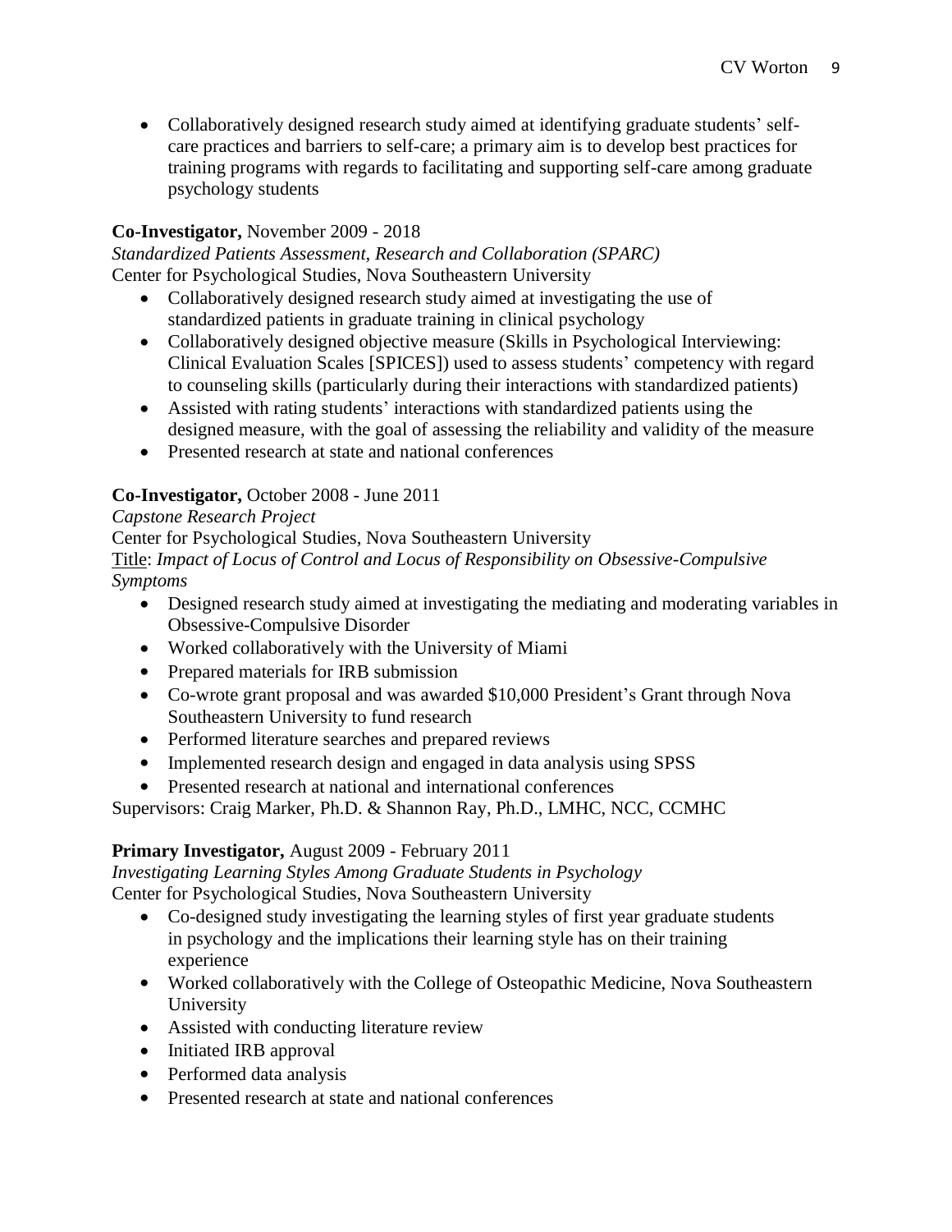- Collaboratively designed research study aimed at identifying graduate students' self-care practices and barriers to self-care; a primary aim is to develop best practices for training programs with regards to facilitating and supporting self-care among graduate psychology students

**Co-Investigator,** November 2009 - 2018
*Standardized Patients Assessment, Research and Collaboration (SPARC)*
Center for Psychological Studies, Nova Southeastern University

- Collaboratively designed research study aimed at investigating the use of standardized patients in graduate training in clinical psychology
- Collaboratively designed objective measure (Skills in Psychological Interviewing: Clinical Evaluation Scales [SPICES]) used to assess students' competency with regard to counseling skills (particularly during their interactions with standardized patients)
- Assisted with rating students' interactions with standardized patients using the designed measure, with the goal of assessing the reliability and validity of the measure
- Presented research at state and national conferences

**Co-Investigator,** October 2008 - June 2011
*Capstone Research Project*
Center for Psychological Studies, Nova Southeastern University
<u>Title</u>: *Impact of Locus of Control and Locus of Responsibility on Obsessive-Compulsive Symptoms*

- Designed research study aimed at investigating the mediating and moderating variables in Obsessive-Compulsive Disorder
- Worked collaboratively with the University of Miami
- Prepared materials for IRB submission
- Co-wrote grant proposal and was awarded $10,000 President's Grant through Nova Southeastern University to fund research
- Performed literature searches and prepared reviews
- Implemented research design and engaged in data analysis using SPSS
- Presented research at national and international conferences

Supervisors: Craig Marker, Ph.D. & Shannon Ray, Ph.D., LMHC, NCC, CCMHC

**Primary Investigator,** August 2009 - February 2011
*Investigating Learning Styles Among Graduate Students in Psychology*
Center for Psychological Studies, Nova Southeastern University

- Co-designed study investigating the learning styles of first year graduate students in psychology and the implications their learning style has on their training experience
- Worked collaboratively with the College of Osteopathic Medicine, Nova Southeastern University
- Assisted with conducting literature review
- Initiated IRB approval
- Performed data analysis
- Presented research at state and national conferences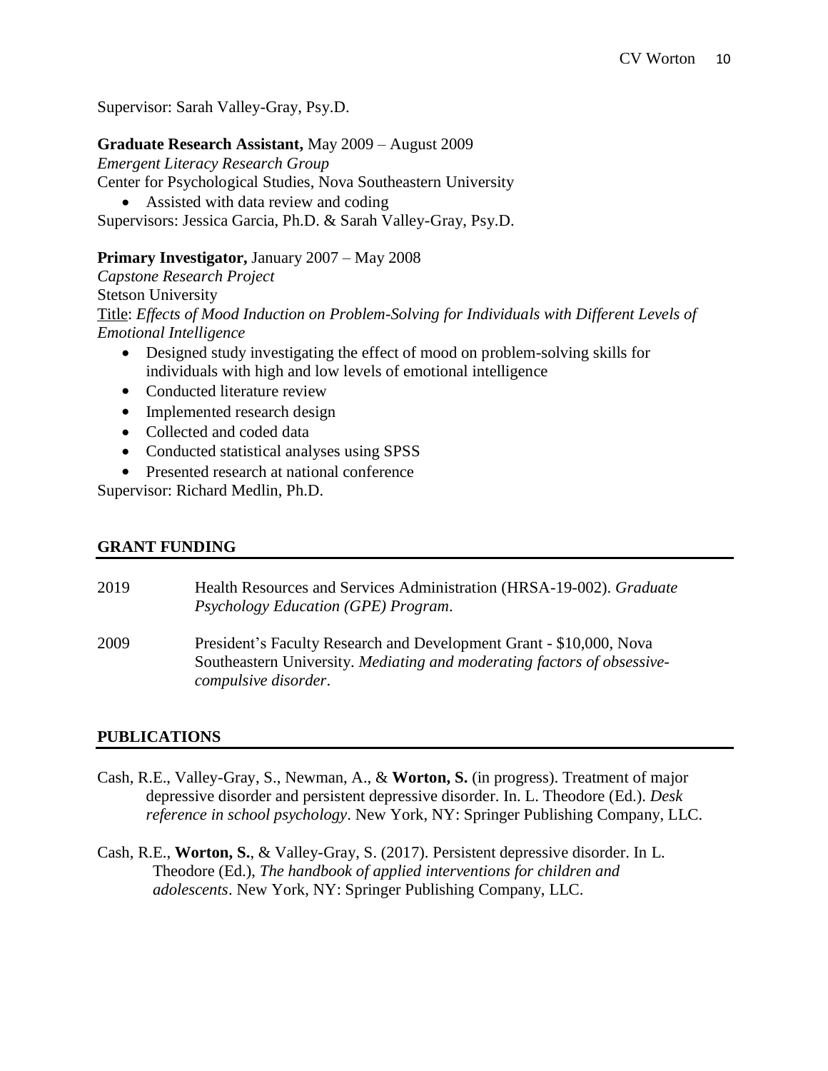Supervisor: Sarah Valley-Gray, Psy.D.

**Graduate Research Assistant,** May 2009 – August 2009
*Emergent Literacy Research Group*
Center for Psychological Studies, Nova Southeastern University

- Assisted with data review and coding

Supervisors: Jessica Garcia, Ph.D. & Sarah Valley-Gray, Psy.D.

**Primary Investigator,** January 2007 – May 2008
*Capstone Research Project*
Stetson University
Title: *Effects of Mood Induction on Problem-Solving for Individuals with Different Levels of Emotional Intelligence*

- Designed study investigating the effect of mood on problem-solving skills for individuals with high and low levels of emotional intelligence
- Conducted literature review
- Implemented research design
- Collected and coded data
- Conducted statistical analyses using SPSS
- Presented research at national conference

Supervisor: Richard Medlin, Ph.D.

## GRANT FUNDING

2019 Health Resources and Services Administration (HRSA-19-002). *Graduate Psychology Education (GPE) Program*.

2009 President's Faculty Research and Development Grant - $10,000, Nova Southeastern University. *Mediating and moderating factors of obsessive-compulsive disorder*.

## PUBLICATIONS

Cash, R.E., Valley-Gray, S., Newman, A., & **Worton, S.** (in progress). Treatment of major depressive disorder and persistent depressive disorder. In. L. Theodore (Ed.). *Desk reference in school psychology*. New York, NY: Springer Publishing Company, LLC.

Cash, R.E., **Worton, S.**, & Valley-Gray, S. (2017). Persistent depressive disorder. In L. Theodore (Ed.), *The handbook of applied interventions for children and adolescents*. New York, NY: Springer Publishing Company, LLC.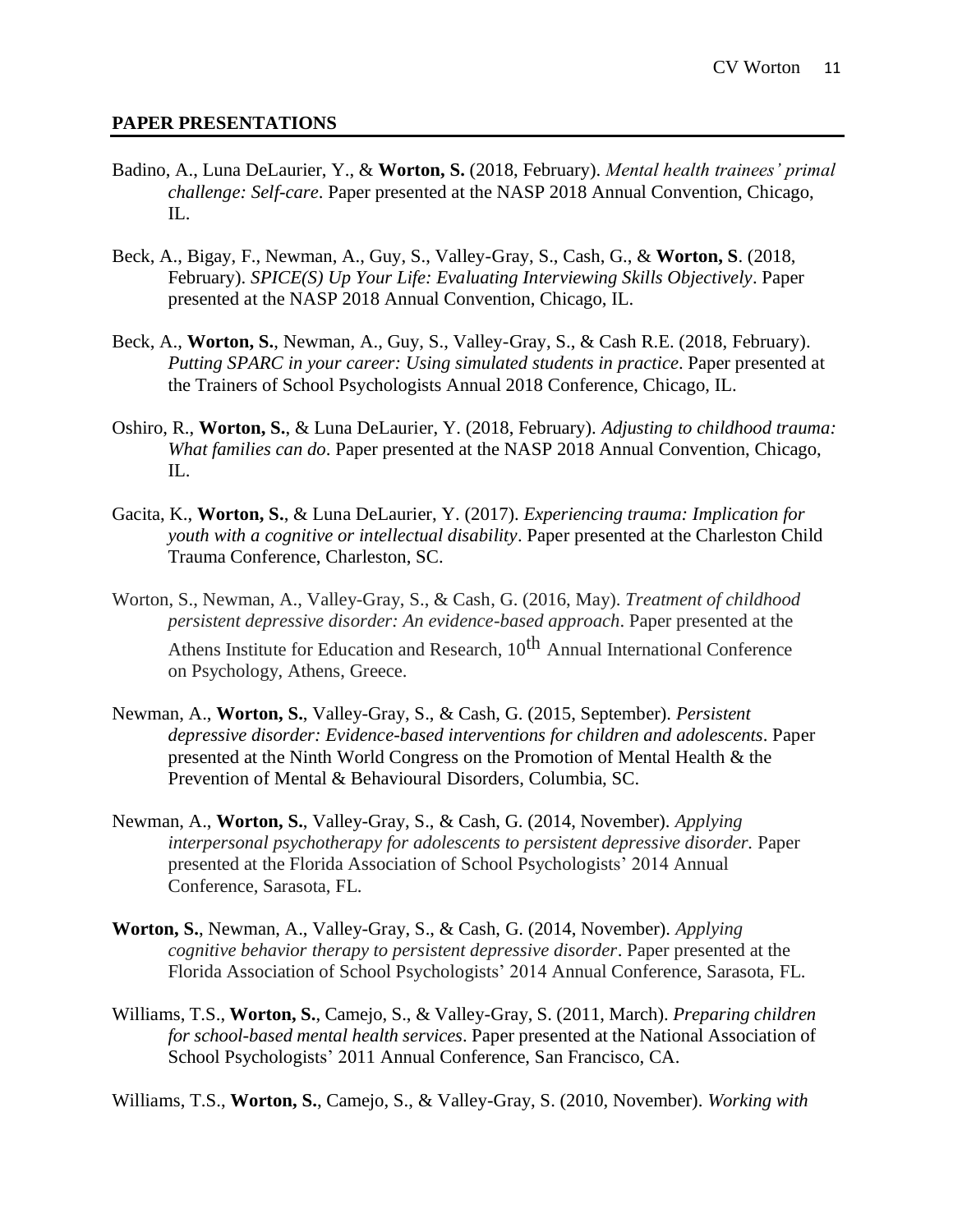## PAPER PRESENTATIONS

Badino, A., Luna DeLaurier, Y., & **Worton, S.** (2018, February). *Mental health trainees' primal challenge: Self-care*. Paper presented at the NASP 2018 Annual Convention, Chicago, IL.

Beck, A., Bigay, F., Newman, A., Guy, S., Valley-Gray, S., Cash, G., & **Worton, S**. (2018, February). *SPICE(S) Up Your Life: Evaluating Interviewing Skills Objectively*. Paper presented at the NASP 2018 Annual Convention, Chicago, IL.

Beck, A., **Worton, S.**, Newman, A., Guy, S., Valley-Gray, S., & Cash R.E. (2018, February). *Putting SPARC in your career: Using simulated students in practice*. Paper presented at the Trainers of School Psychologists Annual 2018 Conference, Chicago, IL.

Oshiro, R., **Worton, S.**, & Luna DeLaurier, Y. (2018, February). *Adjusting to childhood trauma: What families can do*. Paper presented at the NASP 2018 Annual Convention, Chicago, IL.

Gacita, K., **Worton, S.**, & Luna DeLaurier, Y. (2017). *Experiencing trauma: Implication for youth with a cognitive or intellectual disability*. Paper presented at the Charleston Child Trauma Conference, Charleston, SC.

Worton, S., Newman, A., Valley-Gray, S., & Cash, G. (2016, May). *Treatment of childhood persistent depressive disorder: An evidence-based approach*. Paper presented at the Athens Institute for Education and Research, 10th Annual International Conference on Psychology, Athens, Greece.

Newman, A., **Worton, S.**, Valley-Gray, S., & Cash, G. (2015, September). *Persistent depressive disorder: Evidence-based interventions for children and adolescents*. Paper presented at the Ninth World Congress on the Promotion of Mental Health & the Prevention of Mental & Behavioural Disorders, Columbia, SC.

Newman, A., **Worton, S.**, Valley-Gray, S., & Cash, G. (2014, November). *Applying interpersonal psychotherapy for adolescents to persistent depressive disorder.* Paper presented at the Florida Association of School Psychologists' 2014 Annual Conference, Sarasota, FL.

**Worton, S.**, Newman, A., Valley-Gray, S., & Cash, G. (2014, November). *Applying cognitive behavior therapy to persistent depressive disorder*. Paper presented at the Florida Association of School Psychologists' 2014 Annual Conference, Sarasota, FL.

Williams, T.S., **Worton, S.**, Camejo, S., & Valley-Gray, S. (2011, March). *Preparing children for school-based mental health services*. Paper presented at the National Association of School Psychologists' 2011 Annual Conference, San Francisco, CA.

Williams, T.S., **Worton, S.**, Camejo, S., & Valley-Gray, S. (2010, November). *Working with*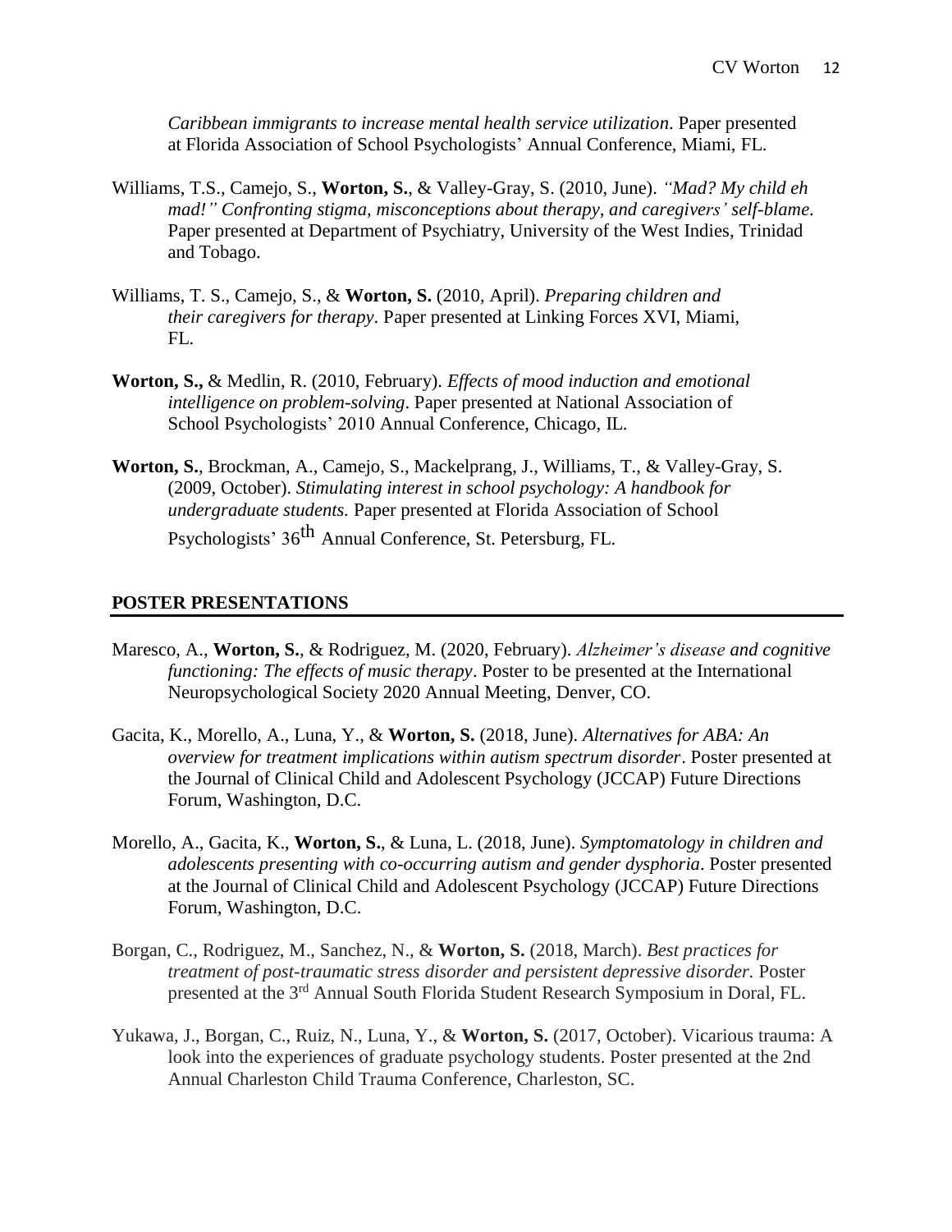*Caribbean immigrants to increase mental health service utilization*. Paper presented at Florida Association of School Psychologists' Annual Conference, Miami, FL.

Williams, T.S., Camejo, S., **Worton, S.**, & Valley-Gray, S. (2010, June). *"Mad? My child eh mad!" Confronting stigma, misconceptions about therapy, and caregivers' self-blame.* Paper presented at Department of Psychiatry, University of the West Indies, Trinidad and Tobago.

Williams, T. S., Camejo, S., & **Worton, S.** (2010, April). *Preparing children and their caregivers for therapy*. Paper presented at Linking Forces XVI, Miami, FL.

**Worton, S.,** & Medlin, R. (2010, February). *Effects of mood induction and emotional intelligence on problem-solving*. Paper presented at National Association of School Psychologists' 2010 Annual Conference, Chicago, IL.

**Worton, S.**, Brockman, A., Camejo, S., Mackelprang, J., Williams, T., & Valley-Gray, S. (2009, October). *Stimulating interest in school psychology: A handbook for undergraduate students.* Paper presented at Florida Association of School Psychologists' 36th Annual Conference, St. Petersburg, FL.

## POSTER PRESENTATIONS

Maresco, A., **Worton, S.**, & Rodriguez, M. (2020, February). *Alzheimer's disease and cognitive functioning: The effects of music therapy*. Poster to be presented at the International Neuropsychological Society 2020 Annual Meeting, Denver, CO.

Gacita, K., Morello, A., Luna, Y., & **Worton, S.** (2018, June). *Alternatives for ABA: An overview for treatment implications within autism spectrum disorder*. Poster presented at the Journal of Clinical Child and Adolescent Psychology (JCCAP) Future Directions Forum, Washington, D.C.

Morello, A., Gacita, K., **Worton, S.**, & Luna, L. (2018, June). *Symptomatology in children and adolescents presenting with co-occurring autism and gender dysphoria*. Poster presented at the Journal of Clinical Child and Adolescent Psychology (JCCAP) Future Directions Forum, Washington, D.C.

Borgan, C., Rodriguez, M., Sanchez, N., & **Worton, S.** (2018, March). *Best practices for treatment of post-traumatic stress disorder and persistent depressive disorder.* Poster presented at the 3rd Annual South Florida Student Research Symposium in Doral, FL.

Yukawa, J., Borgan, C., Ruiz, N., Luna, Y., & **Worton, S.** (2017, October). Vicarious trauma: A look into the experiences of graduate psychology students. Poster presented at the 2nd Annual Charleston Child Trauma Conference, Charleston, SC.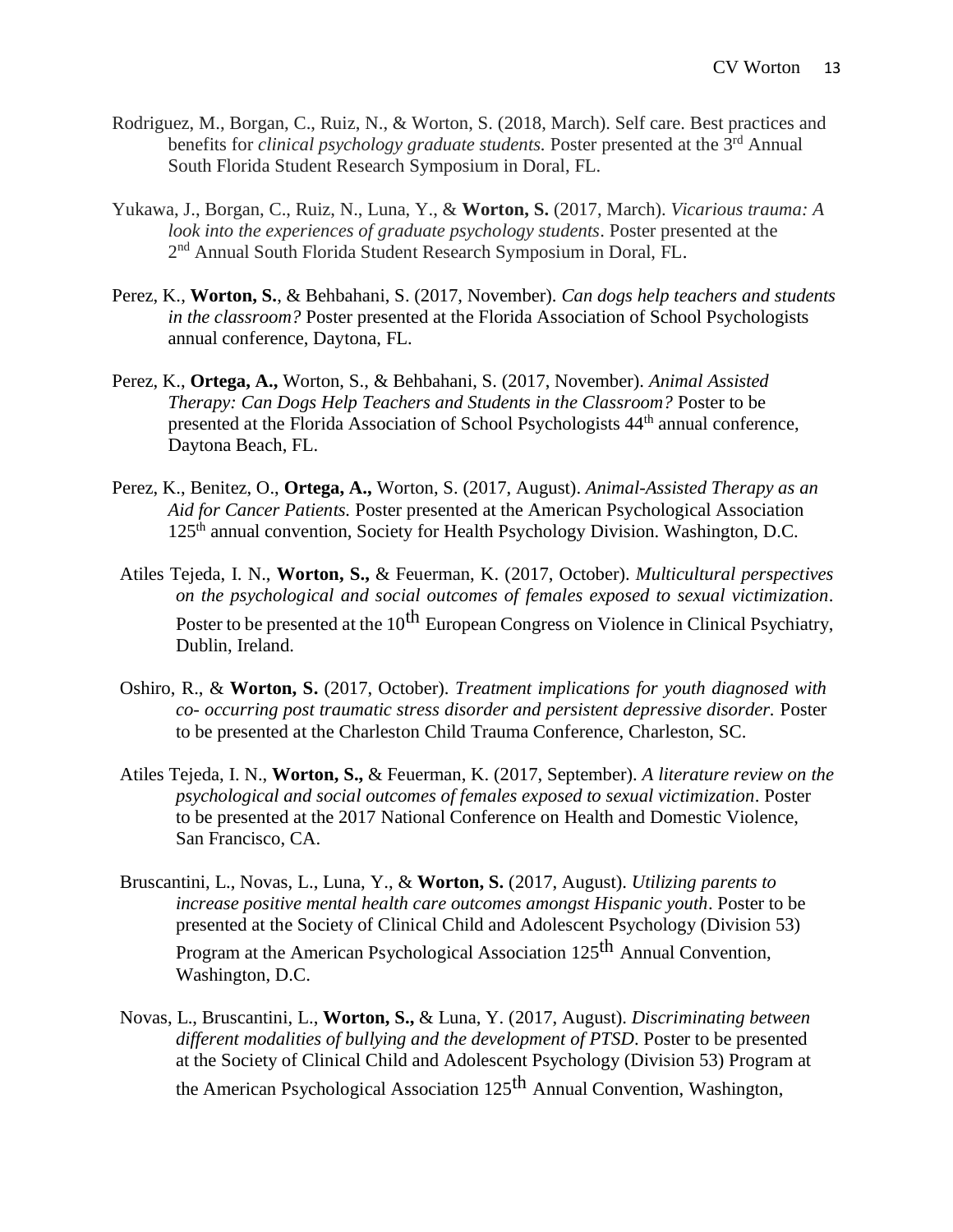Rodriguez, M., Borgan, C., Ruiz, N., & Worton, S. (2018, March). Self care. Best practices and benefits for *clinical psychology graduate students.* Poster presented at the 3rd Annual South Florida Student Research Symposium in Doral, FL.

Yukawa, J., Borgan, C., Ruiz, N., Luna, Y., & **Worton, S.** (2017, March). *Vicarious trauma: A look into the experiences of graduate psychology students*. Poster presented at the 2nd Annual South Florida Student Research Symposium in Doral, FL.

Perez, K., **Worton, S.**, & Behbahani, S. (2017, November). *Can dogs help teachers and students in the classroom?* Poster presented at the Florida Association of School Psychologists annual conference, Daytona, FL.

Perez, K., **Ortega, A.,** Worton, S., & Behbahani, S. (2017, November). *Animal Assisted Therapy: Can Dogs Help Teachers and Students in the Classroom?* Poster to be presented at the Florida Association of School Psychologists 44th annual conference, Daytona Beach, FL.

Perez, K., Benitez, O., **Ortega, A.,** Worton, S. (2017, August). *Animal-Assisted Therapy as an Aid for Cancer Patients.* Poster presented at the American Psychological Association 125th annual convention, Society for Health Psychology Division. Washington, D.C.

Atiles Tejeda, I. N., **Worton, S.,** & Feuerman, K. (2017, October). *Multicultural perspectives on the psychological and social outcomes of females exposed to sexual victimization*. Poster to be presented at the 10th European Congress on Violence in Clinical Psychiatry, Dublin, Ireland.

Oshiro, R., & **Worton, S.** (2017, October). *Treatment implications for youth diagnosed with co- occurring post traumatic stress disorder and persistent depressive disorder.* Poster to be presented at the Charleston Child Trauma Conference, Charleston, SC.

Atiles Tejeda, I. N., **Worton, S.,** & Feuerman, K. (2017, September). *A literature review on the psychological and social outcomes of females exposed to sexual victimization*. Poster to be presented at the 2017 National Conference on Health and Domestic Violence, San Francisco, CA.

Bruscantini, L., Novas, L., Luna, Y., & **Worton, S.** (2017, August). *Utilizing parents to increase positive mental health care outcomes amongst Hispanic youth*. Poster to be presented at the Society of Clinical Child and Adolescent Psychology (Division 53) Program at the American Psychological Association 125th Annual Convention, Washington, D.C.

Novas, L., Bruscantini, L., **Worton, S.,** & Luna, Y. (2017, August). *Discriminating between different modalities of bullying and the development of PTSD*. Poster to be presented at the Society of Clinical Child and Adolescent Psychology (Division 53) Program at the American Psychological Association 125th Annual Convention, Washington,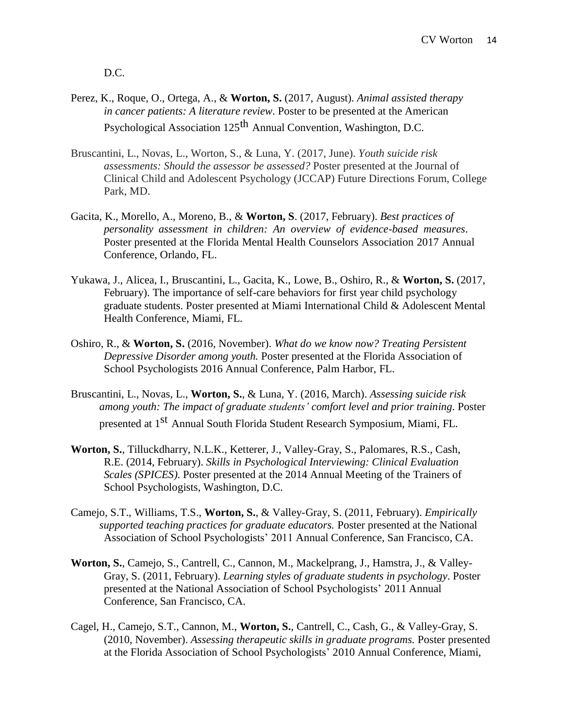D.C.

Perez, K., Roque, O., Ortega, A., & **Worton, S.** (2017, August). *Animal assisted therapy in cancer patients: A literature review*. Poster to be presented at the American Psychological Association 125$^{th}$ Annual Convention, Washington, D.C.

Bruscantini, L., Novas, L., Worton, S., & Luna, Y. (2017, June). *Youth suicide risk assessments: Should the assessor be assessed?* Poster presented at the Journal of Clinical Child and Adolescent Psychology (JCCAP) Future Directions Forum, College Park, MD.

Gacita, K., Morello, A., Moreno, B., & **Worton, S**. (2017, February). *Best practices of personality assessment in children: An overview of evidence-based measures*. Poster presented at the Florida Mental Health Counselors Association 2017 Annual Conference, Orlando, FL.

Yukawa, J., Alicea, I., Bruscantini, L., Gacita, K., Lowe, B., Oshiro, R., & **Worton, S.** (2017, February). The importance of self-care behaviors for first year child psychology graduate students. Poster presented at Miami International Child & Adolescent Mental Health Conference, Miami, FL.

Oshiro, R., & **Worton, S.** (2016, November). *What do we know now? Treating Persistent Depressive Disorder among youth.* Poster presented at the Florida Association of School Psychologists 2016 Annual Conference, Palm Harbor, FL.

Bruscantini, L., Novas, L., **Worton, S.**, & Luna, Y. (2016, March). *Assessing suicide risk among youth: The impact of graduate students' comfort level and prior training.* Poster presented at 1$^{st}$ Annual South Florida Student Research Symposium, Miami, FL.

**Worton, S.**, Tilluckdharry, N.L.K., Ketterer, J., Valley-Gray, S., Palomares, R.S., Cash, R.E. (2014, February). *Skills in Psychological Interviewing: Clinical Evaluation Scales (SPICES).* Poster presented at the 2014 Annual Meeting of the Trainers of School Psychologists, Washington, D.C.

Camejo, S.T., Williams, T.S., **Worton, S.**, & Valley-Gray, S. (2011, February). *Empirically supported teaching practices for graduate educators.* Poster presented at the National Association of School Psychologists' 2011 Annual Conference, San Francisco, CA.

**Worton, S.**, Camejo, S., Cantrell, C., Cannon, M., Mackelprang, J., Hamstra, J., & Valley-Gray, S. (2011, February). *Learning styles of graduate students in psychology*. Poster presented at the National Association of School Psychologists' 2011 Annual Conference, San Francisco, CA.

Cagel, H., Camejo, S.T., Cannon, M., **Worton, S.**, Cantrell, C., Cash, G., & Valley-Gray, S. (2010, November). *Assessing therapeutic skills in graduate programs.* Poster presented at the Florida Association of School Psychologists' 2010 Annual Conference, Miami,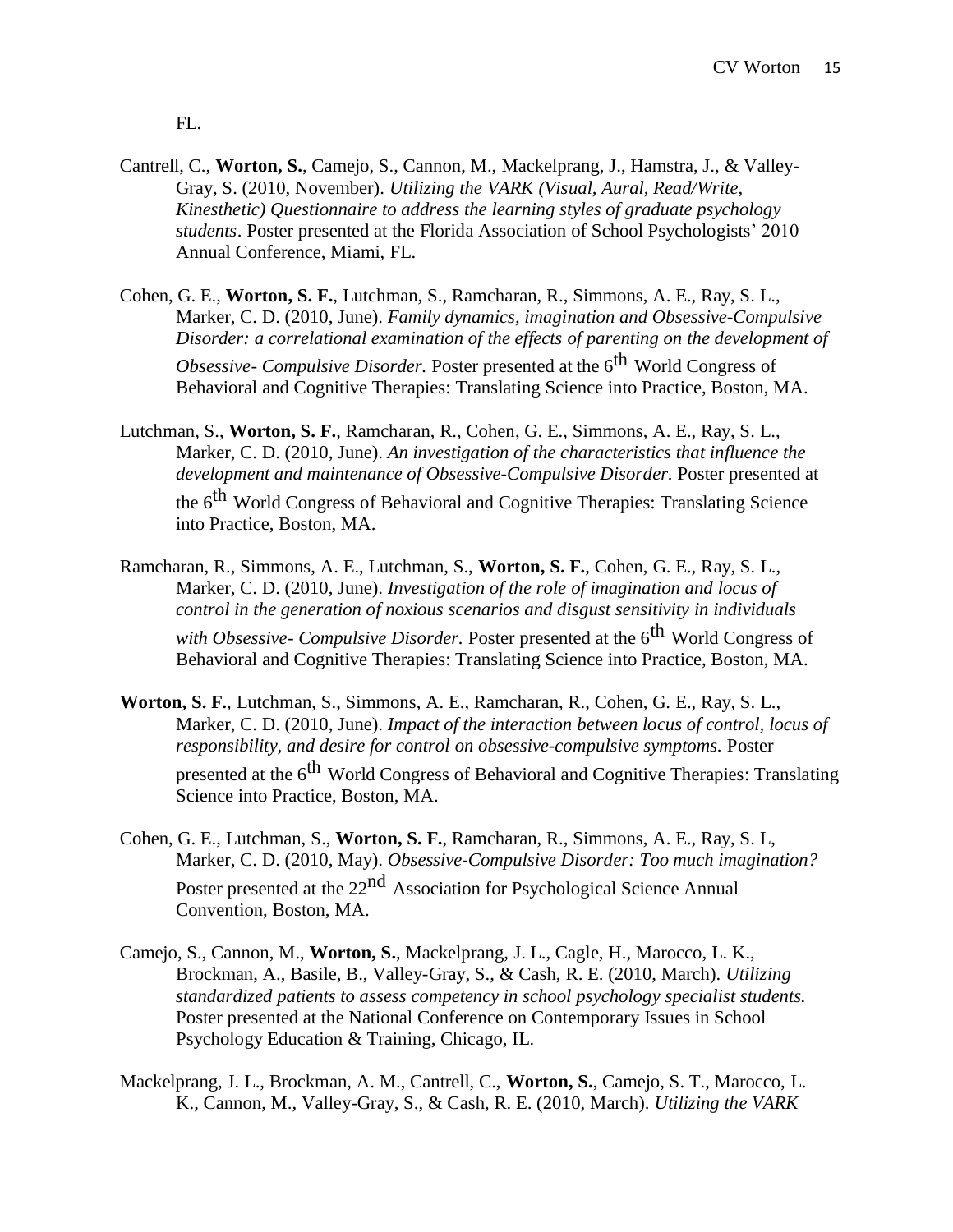FL.

Cantrell, C., **Worton, S.**, Camejo, S., Cannon, M., Mackelprang, J., Hamstra, J., & Valley-Gray, S. (2010, November). *Utilizing the VARK (Visual, Aural, Read/Write, Kinesthetic) Questionnaire to address the learning styles of graduate psychology students*. Poster presented at the Florida Association of School Psychologists' 2010 Annual Conference, Miami, FL.

Cohen, G. E., **Worton, S. F.**, Lutchman, S., Ramcharan, R., Simmons, A. E., Ray, S. L., Marker, C. D. (2010, June). *Family dynamics, imagination and Obsessive-Compulsive Disorder: a correlational examination of the effects of parenting on the development of Obsessive- Compulsive Disorder.* Poster presented at the 6th World Congress of Behavioral and Cognitive Therapies: Translating Science into Practice, Boston, MA.

Lutchman, S., **Worton, S. F.**, Ramcharan, R., Cohen, G. E., Simmons, A. E., Ray, S. L., Marker, C. D. (2010, June). *An investigation of the characteristics that influence the development and maintenance of Obsessive-Compulsive Disorder.* Poster presented at the 6th World Congress of Behavioral and Cognitive Therapies: Translating Science into Practice, Boston, MA.

Ramcharan, R., Simmons, A. E., Lutchman, S., **Worton, S. F.**, Cohen, G. E., Ray, S. L., Marker, C. D. (2010, June). *Investigation of the role of imagination and locus of control in the generation of noxious scenarios and disgust sensitivity in individuals with Obsessive- Compulsive Disorder.* Poster presented at the 6th World Congress of Behavioral and Cognitive Therapies: Translating Science into Practice, Boston, MA.

**Worton, S. F.**, Lutchman, S., Simmons, A. E., Ramcharan, R., Cohen, G. E., Ray, S. L., Marker, C. D. (2010, June). *Impact of the interaction between locus of control, locus of responsibility, and desire for control on obsessive-compulsive symptoms.* Poster presented at the 6th World Congress of Behavioral and Cognitive Therapies: Translating Science into Practice, Boston, MA.

Cohen, G. E., Lutchman, S., **Worton, S. F.**, Ramcharan, R., Simmons, A. E., Ray, S. L, Marker, C. D. (2010, May). *Obsessive-Compulsive Disorder: Too much imagination?* Poster presented at the 22nd Association for Psychological Science Annual Convention, Boston, MA.

Camejo, S., Cannon, M., **Worton, S.**, Mackelprang, J. L., Cagle, H., Marocco, L. K., Brockman, A., Basile, B., Valley-Gray, S., & Cash, R. E. (2010, March). *Utilizing standardized patients to assess competency in school psychology specialist students.* Poster presented at the National Conference on Contemporary Issues in School Psychology Education & Training, Chicago, IL.

Mackelprang, J. L., Brockman, A. M., Cantrell, C., **Worton, S.**, Camejo, S. T., Marocco, L. K., Cannon, M., Valley-Gray, S., & Cash, R. E. (2010, March). *Utilizing the VARK*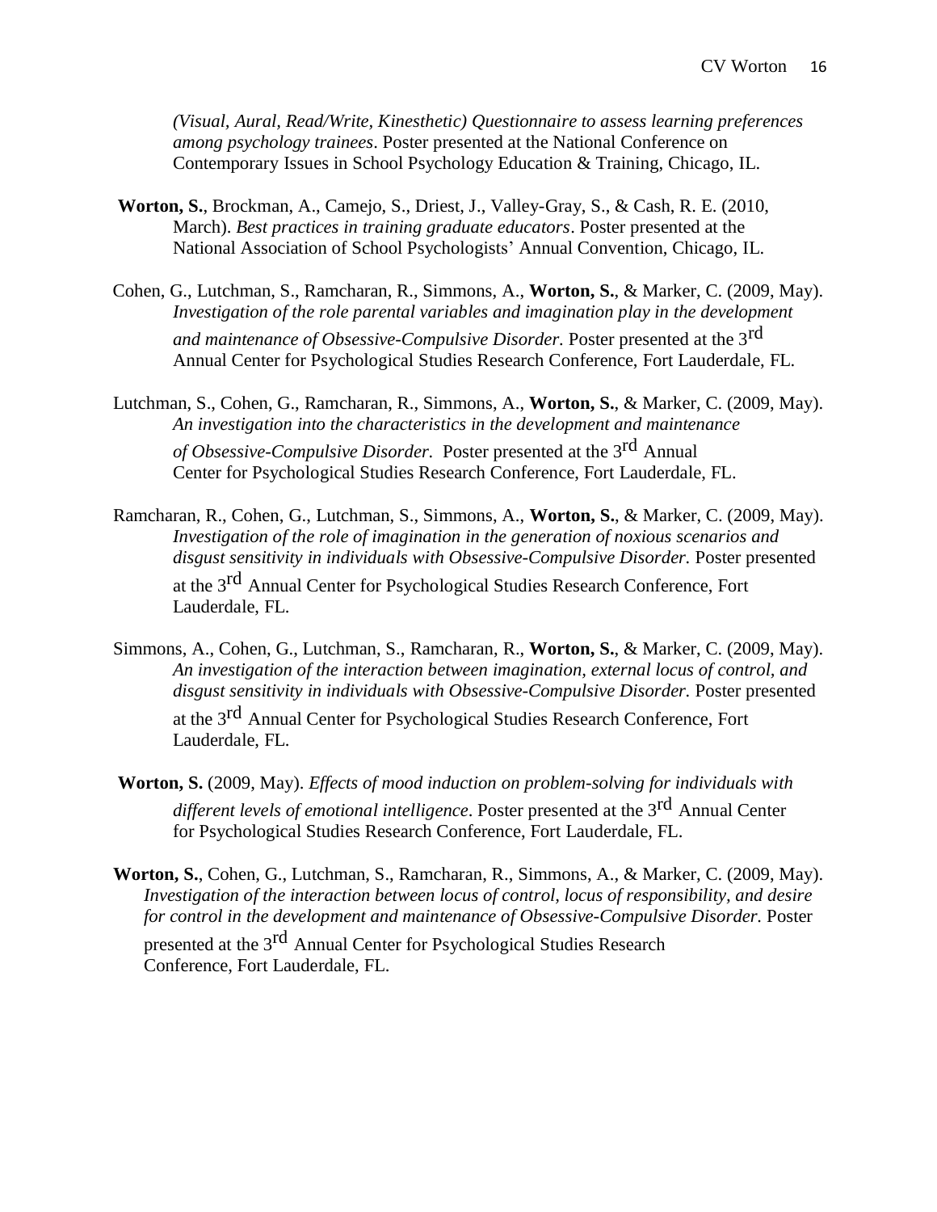*(Visual, Aural, Read/Write, Kinesthetic) Questionnaire to assess learning preferences among psychology trainees*. Poster presented at the National Conference on Contemporary Issues in School Psychology Education & Training, Chicago, IL.

**Worton, S.**, Brockman, A., Camejo, S., Driest, J., Valley-Gray, S., & Cash, R. E. (2010, March). *Best practices in training graduate educators*. Poster presented at the National Association of School Psychologists' Annual Convention, Chicago, IL.

Cohen, G., Lutchman, S., Ramcharan, R., Simmons, A., **Worton, S.**, & Marker, C. (2009, May). *Investigation of the role parental variables and imagination play in the development and maintenance of Obsessive-Compulsive Disorder*. Poster presented at the 3rd Annual Center for Psychological Studies Research Conference, Fort Lauderdale, FL.

Lutchman, S., Cohen, G., Ramcharan, R., Simmons, A., **Worton, S.**, & Marker, C. (2009, May). *An investigation into the characteristics in the development and maintenance of Obsessive-Compulsive Disorder.* Poster presented at the 3rd Annual Center for Psychological Studies Research Conference, Fort Lauderdale, FL.

Ramcharan, R., Cohen, G., Lutchman, S., Simmons, A., **Worton, S.**, & Marker, C. (2009, May). *Investigation of the role of imagination in the generation of noxious scenarios and disgust sensitivity in individuals with Obsessive-Compulsive Disorder.* Poster presented at the 3rd Annual Center for Psychological Studies Research Conference, Fort Lauderdale, FL.

Simmons, A., Cohen, G., Lutchman, S., Ramcharan, R., **Worton, S.**, & Marker, C. (2009, May). *An investigation of the interaction between imagination, external locus of control, and disgust sensitivity in individuals with Obsessive-Compulsive Disorder.* Poster presented at the 3rd Annual Center for Psychological Studies Research Conference, Fort Lauderdale, FL.

**Worton, S.** (2009, May). *Effects of mood induction on problem-solving for individuals with different levels of emotional intelligence*. Poster presented at the 3rd Annual Center for Psychological Studies Research Conference, Fort Lauderdale, FL.

**Worton, S.**, Cohen, G., Lutchman, S., Ramcharan, R., Simmons, A., & Marker, C. (2009, May). *Investigation of the interaction between locus of control, locus of responsibility, and desire for control in the development and maintenance of Obsessive-Compulsive Disorder.* Poster presented at the 3rd Annual Center for Psychological Studies Research Conference, Fort Lauderdale, FL.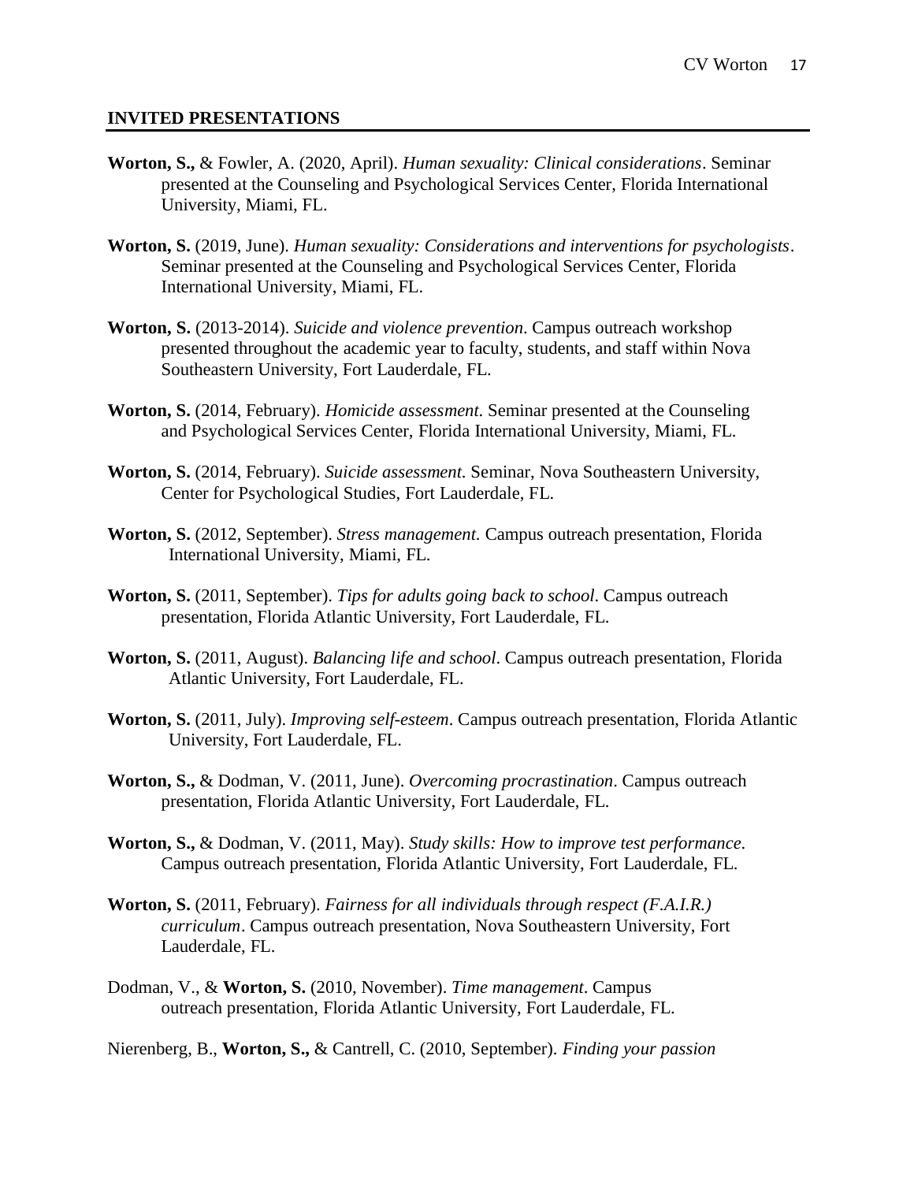## INVITED PRESENTATIONS

**Worton, S.,** & Fowler, A. (2020, April). *Human sexuality: Clinical considerations*. Seminar presented at the Counseling and Psychological Services Center, Florida International University, Miami, FL.

**Worton, S.** (2019, June). *Human sexuality: Considerations and interventions for psychologists*. Seminar presented at the Counseling and Psychological Services Center, Florida International University, Miami, FL.

**Worton, S.** (2013-2014). *Suicide and violence prevention*. Campus outreach workshop presented throughout the academic year to faculty, students, and staff within Nova Southeastern University, Fort Lauderdale, FL.

**Worton, S.** (2014, February). *Homicide assessment*. Seminar presented at the Counseling and Psychological Services Center, Florida International University, Miami, FL.

**Worton, S.** (2014, February). *Suicide assessment.* Seminar, Nova Southeastern University, Center for Psychological Studies, Fort Lauderdale, FL.

**Worton, S.** (2012, September). *Stress management.* Campus outreach presentation, Florida International University, Miami, FL.

**Worton, S.** (2011, September). *Tips for adults going back to school*. Campus outreach presentation, Florida Atlantic University, Fort Lauderdale, FL.

**Worton, S.** (2011, August). *Balancing life and school*. Campus outreach presentation, Florida Atlantic University, Fort Lauderdale, FL.

**Worton, S.** (2011, July). *Improving self-esteem*. Campus outreach presentation, Florida Atlantic University, Fort Lauderdale, FL.

**Worton, S.,** & Dodman, V. (2011, June). *Overcoming procrastination*. Campus outreach presentation, Florida Atlantic University, Fort Lauderdale, FL.

**Worton, S.,** & Dodman, V. (2011, May). *Study skills: How to improve test performance.* Campus outreach presentation, Florida Atlantic University, Fort Lauderdale, FL.

**Worton, S.** (2011, February). *Fairness for all individuals through respect (F.A.I.R.) curriculum*. Campus outreach presentation, Nova Southeastern University, Fort Lauderdale, FL.

Dodman, V., & **Worton, S.** (2010, November). *Time management*. Campus outreach presentation, Florida Atlantic University, Fort Lauderdale, FL.

Nierenberg, B., **Worton, S.,** & Cantrell, C. (2010, September). *Finding your passion*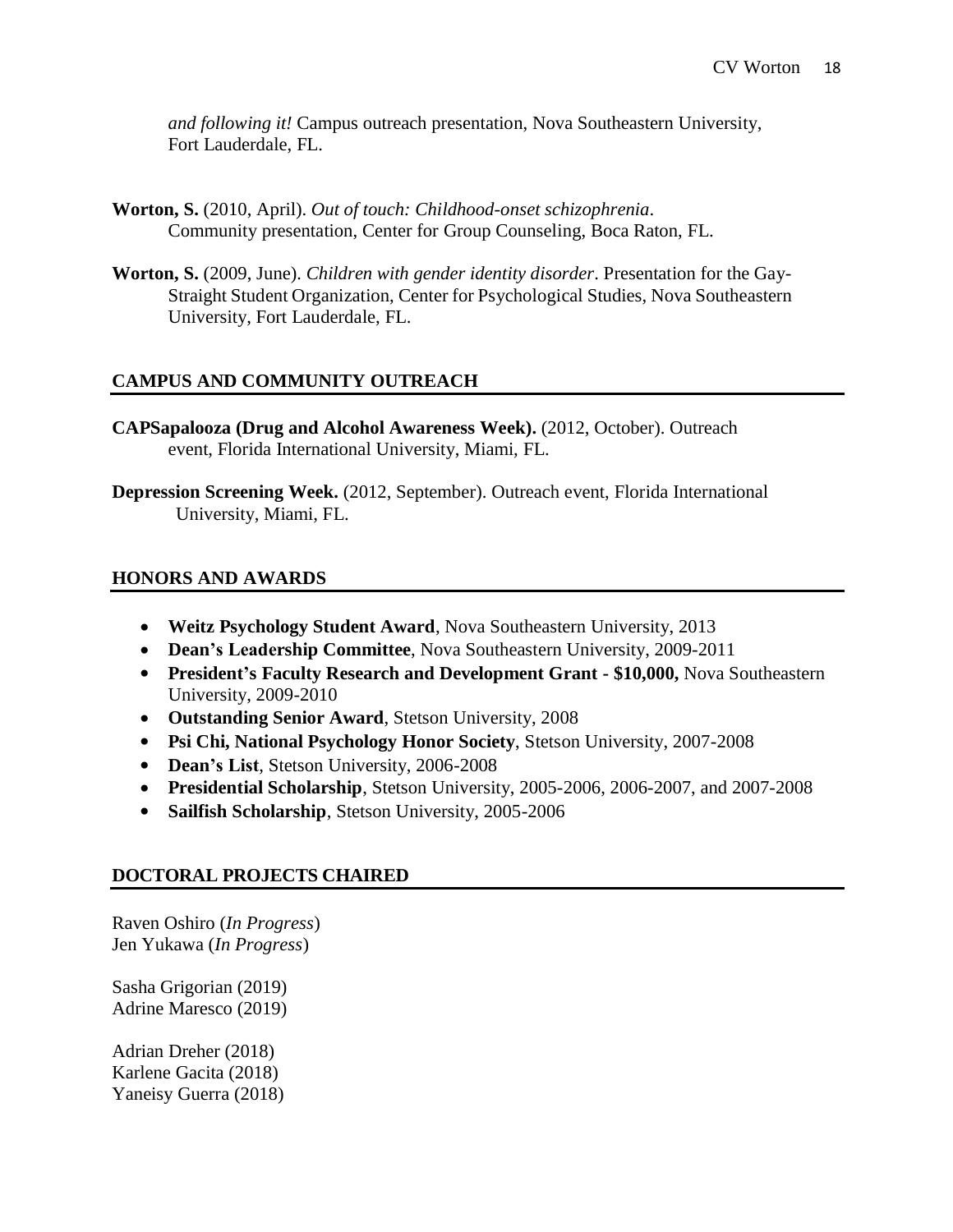*and following it!* Campus outreach presentation, Nova Southeastern University, Fort Lauderdale, FL.

**Worton, S.** (2010, April). *Out of touch: Childhood-onset schizophrenia*. Community presentation, Center for Group Counseling, Boca Raton, FL.

**Worton, S.** (2009, June). *Children with gender identity disorder*. Presentation for the Gay-Straight Student Organization, Center for Psychological Studies, Nova Southeastern University, Fort Lauderdale, FL.

## CAMPUS AND COMMUNITY OUTREACH

**CAPSapalooza (Drug and Alcohol Awareness Week).** (2012, October). Outreach event, Florida International University, Miami, FL.

**Depression Screening Week.** (2012, September). Outreach event, Florida International University, Miami, FL.

## HONORS AND AWARDS

- **Weitz Psychology Student Award**, Nova Southeastern University, 2013
- **Dean's Leadership Committee**, Nova Southeastern University, 2009-2011
- **President's Faculty Research and Development Grant - $10,000,** Nova Southeastern University, 2009-2010
- **Outstanding Senior Award**, Stetson University, 2008
- **Psi Chi, National Psychology Honor Society**, Stetson University, 2007-2008
- **Dean's List**, Stetson University, 2006-2008
- **Presidential Scholarship**, Stetson University, 2005-2006, 2006-2007, and 2007-2008
- **Sailfish Scholarship**, Stetson University, 2005-2006

## DOCTORAL PROJECTS CHAIRED

Raven Oshiro (*In Progress*)
Jen Yukawa (*In Progress*)

Sasha Grigorian (2019)
Adrine Maresco (2019)

Adrian Dreher (2018)
Karlene Gacita (2018)
Yaneisy Guerra (2018)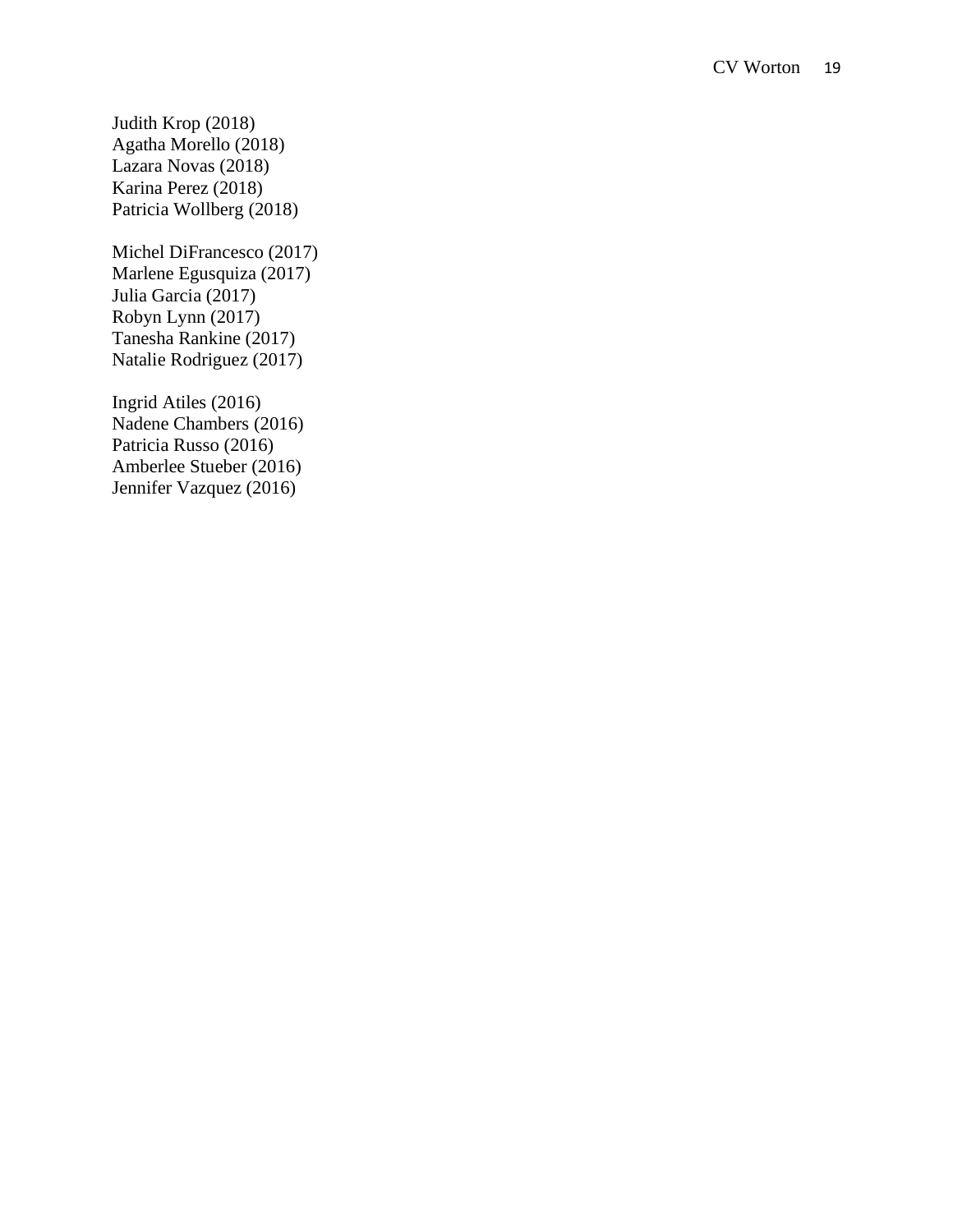Judith Krop (2018)
Agatha Morello (2018)
Lazara Novas (2018)
Karina Perez (2018)
Patricia Wollberg (2018)

Michel DiFrancesco (2017)
Marlene Egusquiza (2017)
Julia Garcia (2017)
Robyn Lynn (2017)
Tanesha Rankine (2017)
Natalie Rodriguez (2017)

Ingrid Atiles (2016)
Nadene Chambers (2016)
Patricia Russo (2016)
Amberlee Stueber (2016)
Jennifer Vazquez (2016)